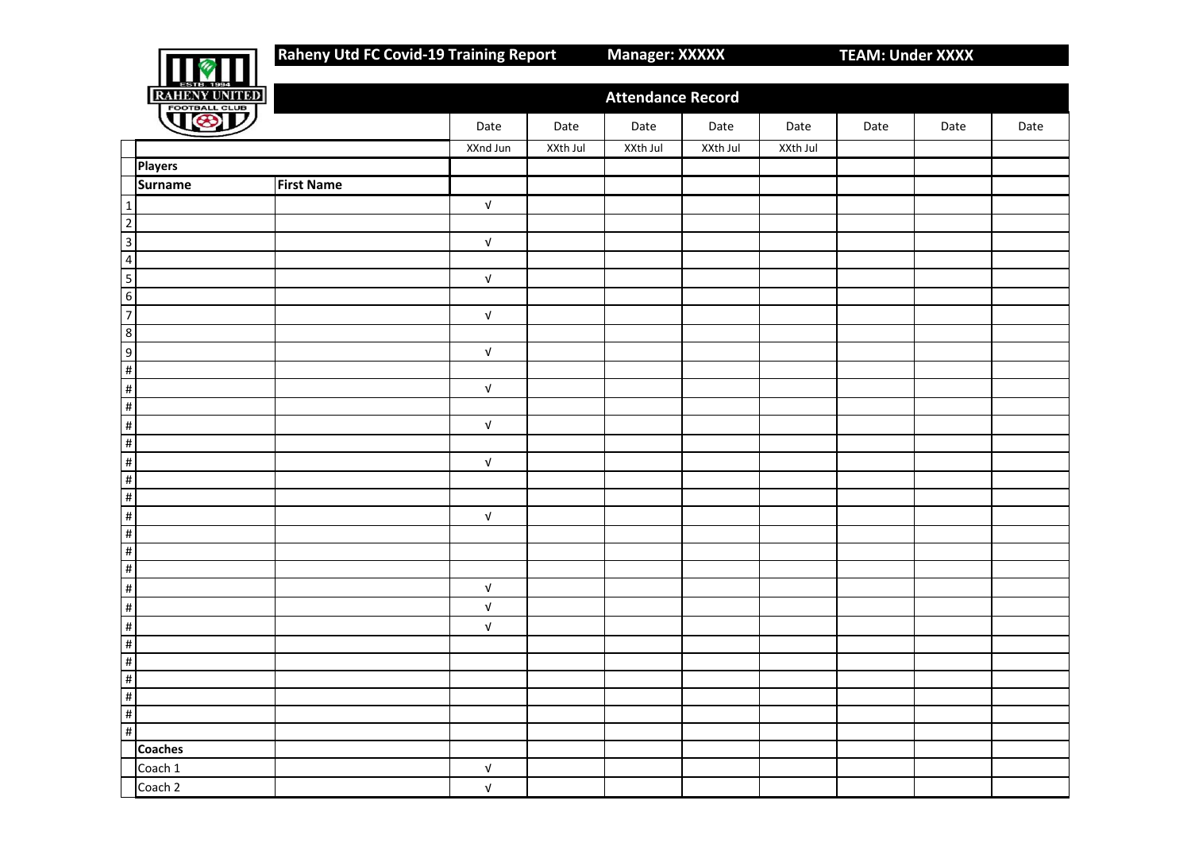**Raheny Utd FC Covid-19 Training Report** **Manager: XXXXX** **TEAM: Under XXXX**

## Attendance Record

| | | | Date | Date | Date | Date | Date | Date | Date | Date |
|---|---|---|---|---|---|---|---|---|---|---|
| | | | XXnd Jun | XXth Jul | XXth Jul | XXth Jul | XXth Jul | | | |
| | **Players** | | | | | | | | | |
| | **Surname** | **First Name** | | | | | | | | |
| 1 | | | √ | | | | | | | |
| 2 | | | | | | | | | | |
| 3 | | | √ | | | | | | | |
| 4 | | | | | | | | | | |
| 5 | | | √ | | | | | | | |
| 6 | | | | | | | | | | |
| 7 | | | √ | | | | | | | |
| 8 | | | | | | | | | | |
| 9 | | | √ | | | | | | | |
| # | | | | | | | | | | |
| # | | | √ | | | | | | | |
| # | | | | | | | | | | |
| # | | | √ | | | | | | | |
| # | | | | | | | | | | |
| # | | | √ | | | | | | | |
| # | | | | | | | | | | |
| # | | | | | | | | | | |
| # | | | √ | | | | | | | |
| # | | | | | | | | | | |
| # | | | | | | | | | | |
| # | | | | | | | | | | |
| # | | | √ | | | | | | | |
| # | | | √ | | | | | | | |
| # | | | √ | | | | | | | |
| # | | | | | | | | | | |
| # | | | | | | | | | | |
| # | | | | | | | | | | |
| # | | | | | | | | | | |
| # | | | | | | | | | | |
| # | | | | | | | | | | |
| | **Coaches** | | | | | | | | | |
| | Coach 1 | | √ | | | | | | | |
| | Coach 2 | | √ | | | | | | | |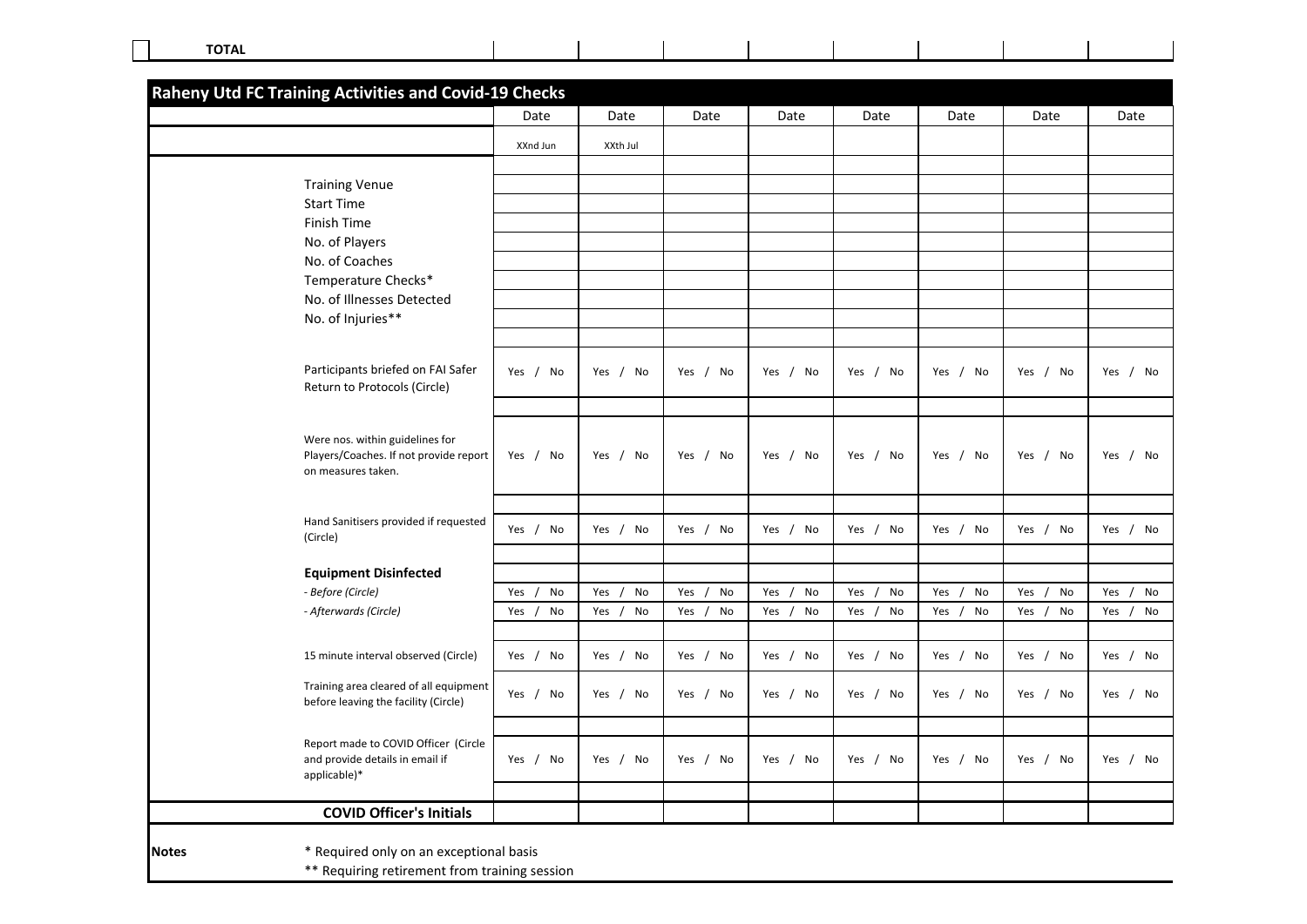| TOTAL | | | | | | | | |
|---|---|---|---|---|---|---|---|---|

## Raheny Utd FC Training Activities and Covid-19 Checks

| | Date | Date | Date | Date | Date | Date | Date | Date |
|---|---|---|---|---|---|---|---|---|
| | XXnd Jun | XXth Jul | | | | | | |
| Training Venue | | | | | | | | |
| Start Time | | | | | | | | |
| Finish Time | | | | | | | | |
| No. of Players | | | | | | | | |
| No. of Coaches | | | | | | | | |
| Temperature Checks* | | | | | | | | |
| No. of Illnesses Detected | | | | | | | | |
| No. of Injuries** | | | | | | | | |
| Participants briefed on FAI Safer Return to Protocols (Circle) | Yes / No | Yes / No | Yes / No | Yes / No | Yes / No | Yes / No | Yes / No | Yes / No |
| Were nos. within guidelines for Players/Coaches. If not provide report on measures taken. | Yes / No | Yes / No | Yes / No | Yes / No | Yes / No | Yes / No | Yes / No | Yes / No |
| Hand Sanitisers provided if requested (Circle) | Yes / No | Yes / No | Yes / No | Yes / No | Yes / No | Yes / No | Yes / No | Yes / No |
| **Equipment Disinfected** | | | | | | | | |
| *- Before (Circle)* | Yes / No | Yes / No | Yes / No | Yes / No | Yes / No | Yes / No | Yes / No | Yes / No |
| *- Afterwards (Circle)* | Yes / No | Yes / No | Yes / No | Yes / No | Yes / No | Yes / No | Yes / No | Yes / No |
| 15 minute interval observed (Circle) | Yes / No | Yes / No | Yes / No | Yes / No | Yes / No | Yes / No | Yes / No | Yes / No |
| Training area cleared of all equipment before leaving the facility (Circle) | Yes / No | Yes / No | Yes / No | Yes / No | Yes / No | Yes / No | Yes / No | Yes / No |
| Report made to COVID Officer (Circle and provide details in email if applicable)* | Yes / No | Yes / No | Yes / No | Yes / No | Yes / No | Yes / No | Yes / No | Yes / No |
| **COVID Officer's Initials** | | | | | | | | |

**Notes**

* Required only on an exceptional basis

** Requiring retirement from training session